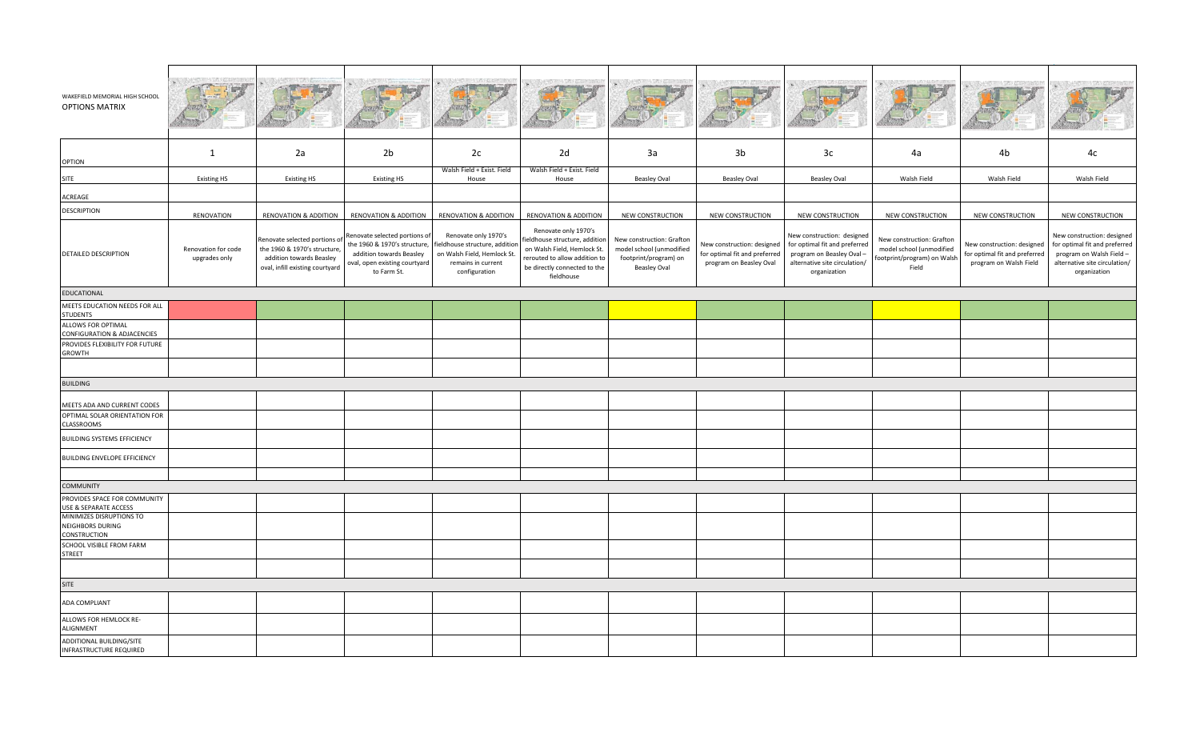# WAKEFIELD MEMORIAL HIGH SCHOOL

## OPTIONS MATRIX

| OPTION | 1 | 2a | 2b | 2c | 2d | 3a | 3b | 3c | 4a | 4b | 4c |
|---|---|---|---|---|---|---|---|---|---|---|---|
| SITE | Existing HS | Existing HS | Existing HS | Walsh Field + Exist. Field House | Walsh Field + Exist. Field House | Beasley Oval | Beasley Oval | Beasley Oval | Walsh Field | Walsh Field | Walsh Field |
| ACREAGE | | | | | | | | | | | |
| DESCRIPTION | RENOVATION | RENOVATION & ADDITION | RENOVATION & ADDITION | RENOVATION & ADDITION | RENOVATION & ADDITION | NEW CONSTRUCTION | NEW CONSTRUCTION | NEW CONSTRUCTION | NEW CONSTRUCTION | NEW CONSTRUCTION | NEW CONSTRUCTION |
| DETAILED DESCRIPTION | Renovation for code upgrades only | Renovate selected portions of the 1960 & 1970's structure, addition towards Beasley oval, infill existing courtyard | Renovate selected portions of the 1960 & 1970's structure, addition towards Beasley oval, open existing courtyard to Farm St. | Renovate only 1970's fieldhouse structure, addition on Walsh Field, Hemlock St. remains in current configuration | Renovate only 1970's fieldhouse structure, addition on Walsh Field, Hemlock St. rerouted to allow addition to be directly connected to the fieldhouse | New construction: Grafton model school (unmodified footprint/program) on Beasley Oval | New construction: designed for optimal fit and preferred program on Beasley Oval | New construction: designed for optimal fit and preferred program on Beasley Oval – alternative site circulation/ organization | New construction: Grafton model school (unmodified footprint/program) on Walsh Field | New construction: designed for optimal fit and preferred program on Walsh Field | New construction: designed for optimal fit and preferred program on Walsh Field – alternative site circulation/ organization |
| **EDUCATIONAL** | | | | | | | | | | | |
| MEETS EDUCATION NEEDS FOR ALL STUDENTS | | | | | | | | | | | |
| ALLOWS FOR OPTIMAL CONFIGURATION & ADJACENCIES | | | | | | | | | | | |
| PROVIDES FLEXIBILITY FOR FUTURE GROWTH | | | | | | | | | | | |
| **BUILDING** | | | | | | | | | | | |
| MEETS ADA AND CURRENT CODES | | | | | | | | | | | |
| OPTIMAL SOLAR ORIENTATION FOR CLASSROOMS | | | | | | | | | | | |
| BUILDING SYSTEMS EFFICIENCY | | | | | | | | | | | |
| BUILDING ENVELOPE EFFICIENCY | | | | | | | | | | | |
| **COMMUNITY** | | | | | | | | | | | |
| PROVIDES SPACE FOR COMMUNITY USE & SEPARATE ACCESS | | | | | | | | | | | |
| MINIMIZES DISRUPTIONS TO NEIGHBORS DURING CONSTRUCTION | | | | | | | | | | | |
| SCHOOL VISIBLE FROM FARM STREET | | | | | | | | | | | |
| **SITE** | | | | | | | | | | | |
| ADA COMPLIANT | | | | | | | | | | | |
| ALLOWS FOR HEMLOCK RE-ALIGNMENT | | | | | | | | | | | |
| ADDITIONAL BUILDING/SITE INFRASTRUCTURE REQUIRED | | | | | | | | | | | |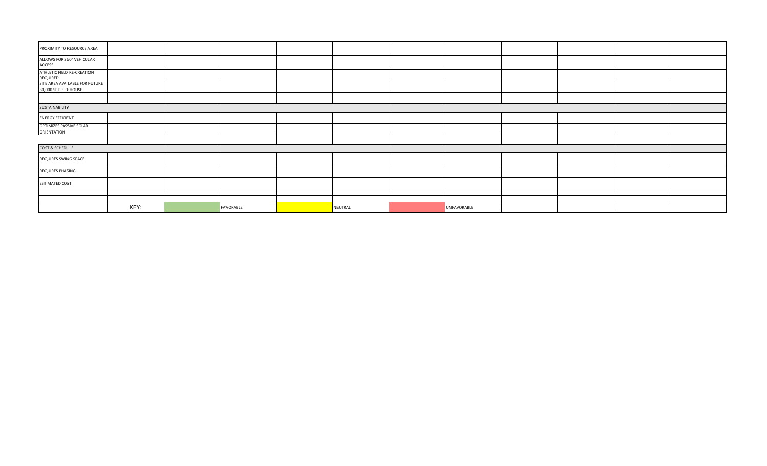| | | | | | | | | | | | |
|---|---|---|---|---|---|---|---|---|---|---|---|
| PROXIMITY TO RESOURCE AREA | | | | | | | | | | | |
| ALLOWS FOR 360° VEHICULAR ACCESS | | | | | | | | | | | |
| ATHLETIC FIELD RE-CREATION REQUIRED | | | | | | | | | | | |
| SITE AREA AVAILABLE FOR FUTURE 30,000 SF FIELD HOUSE | | | | | | | | | | | |
| | | | | | | | | | | | |
| SUSTAINABILITY | | | | | | | | | | | |
| ENERGY EFFICIENT | | | | | | | | | | | |
| OPTIMIZES PASSIVE SOLAR ORIENTATION | | | | | | | | | | | |
| | | | | | | | | | | | |
| COST & SCHEDULE | | | | | | | | | | | |
| REQUIRES SWING SPACE | | | | | | | | | | | |
| REQUIRES PHASING | | | | | | | | | | | |
| ESTIMATED COST | | | | | | | | | | | |
| | | | | | | | | | | | |
| | | | | | | | | | | | |
| | KEY: | | FAVORABLE | | NEUTRAL | | UNFAVORABLE | | | | |